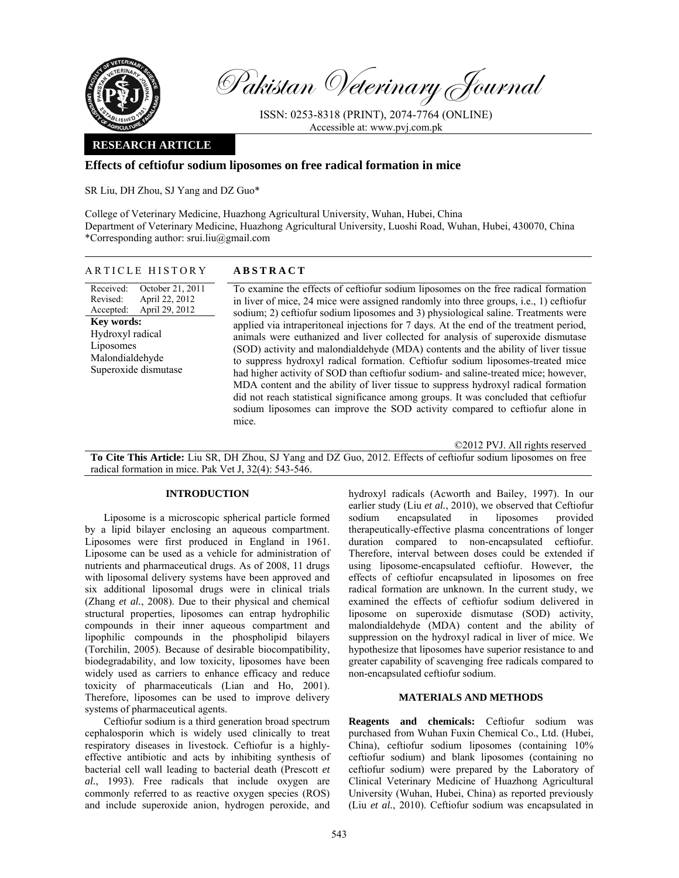Pakistan Veterinary Journal

ISSN: 0253-8318 (PRINT), 2074-7764 (ONLINE)
Accessible at: www.pvj.com.pk

**RESEARCH ARTICLE**

# Effects of ceftiofur sodium liposomes on free radical formation in mice

SR Liu, DH Zhou, SJ Yang and DZ Guo*

College of Veterinary Medicine, Huazhong Agricultural University, Wuhan, Hubei, China
Department of Veterinary Medicine, Huazhong Agricultural University, Luoshi Road, Wuhan, Hubei, 430070, China
*Corresponding author: srui.liu@gmail.com

## ARTICLE HISTORY

Received: October 21, 2011
Revised: April 22, 2012
Accepted: April 29, 2012

**Key words:**
Hydroxyl radical
Liposomes
Malondialdehyde
Superoxide dismutase

## ABSTRACT

To examine the effects of ceftiofur sodium liposomes on the free radical formation in liver of mice, 24 mice were assigned randomly into three groups, i.e., 1) ceftiofur sodium; 2) ceftiofur sodium liposomes and 3) physiological saline. Treatments were applied via intraperitoneal injections for 7 days. At the end of the treatment period, animals were euthanized and liver collected for analysis of superoxide dismutase (SOD) activity and malondialdehyde (MDA) contents and the ability of liver tissue to suppress hydroxyl radical formation. Ceftiofur sodium liposomes-treated mice had higher activity of SOD than ceftiofur sodium- and saline-treated mice; however, MDA content and the ability of liver tissue to suppress hydroxyl radical formation did not reach statistical significance among groups. It was concluded that ceftiofur sodium liposomes can improve the SOD activity compared to ceftiofur alone in mice.

©2012 PVJ. All rights reserved

**To Cite This Article:** Liu SR, DH Zhou, SJ Yang and DZ Guo, 2012. Effects of ceftiofur sodium liposomes on free radical formation in mice. Pak Vet J, 32(4): 543-546.

## INTRODUCTION

Liposome is a microscopic spherical particle formed by a lipid bilayer enclosing an aqueous compartment. Liposomes were first produced in England in 1961. Liposome can be used as a vehicle for administration of nutrients and pharmaceutical drugs. As of 2008, 11 drugs with liposomal delivery systems have been approved and six additional liposomal drugs were in clinical trials (Zhang *et al.*, 2008). Due to their physical and chemical structural properties, liposomes can entrap hydrophilic compounds in their inner aqueous compartment and lipophilic compounds in the phospholipid bilayers (Torchilin, 2005). Because of desirable biocompatibility, biodegradability, and low toxicity, liposomes have been widely used as carriers to enhance efficacy and reduce toxicity of pharmaceuticals (Lian and Ho, 2001). Therefore, liposomes can be used to improve delivery systems of pharmaceutical agents.

Ceftiofur sodium is a third generation broad spectrum cephalosporin which is widely used clinically to treat respiratory diseases in livestock. Ceftiofur is a highly-effective antibiotic and acts by inhibiting synthesis of bacterial cell wall leading to bacterial death (Prescott *et al.*, 1993). Free radicals that include oxygen are commonly referred to as reactive oxygen species (ROS) and include superoxide anion, hydrogen peroxide, and hydroxyl radicals (Acworth and Bailey, 1997). In our earlier study (Liu *et al.*, 2010), we observed that Ceftiofur sodium encapsulated in liposomes provided therapeutically-effective plasma concentrations of longer duration compared to non-encapsulated ceftiofur. Therefore, interval between doses could be extended if using liposome-encapsulated ceftiofur. However, the effects of ceftiofur encapsulated in liposomes on free radical formation are unknown. In the current study, we examined the effects of ceftiofur sodium delivered in liposome on superoxide dismutase (SOD) activity, malondialdehyde (MDA) content and the ability of suppression on the hydroxyl radical in liver of mice. We hypothesize that liposomes have superior resistance to and greater capability of scavenging free radicals compared to non-encapsulated ceftiofur sodium.

## MATERIALS AND METHODS

**Reagents and chemicals:** Ceftiofur sodium was purchased from Wuhan Fuxin Chemical Co., Ltd. (Hubei, China), ceftiofur sodium liposomes (containing 10% ceftiofur sodium) and blank liposomes (containing no ceftiofur sodium) were prepared by the Laboratory of Clinical Veterinary Medicine of Huazhong Agricultural University (Wuhan, Hubei, China) as reported previously (Liu *et al.*, 2010). Ceftiofur sodium was encapsulated in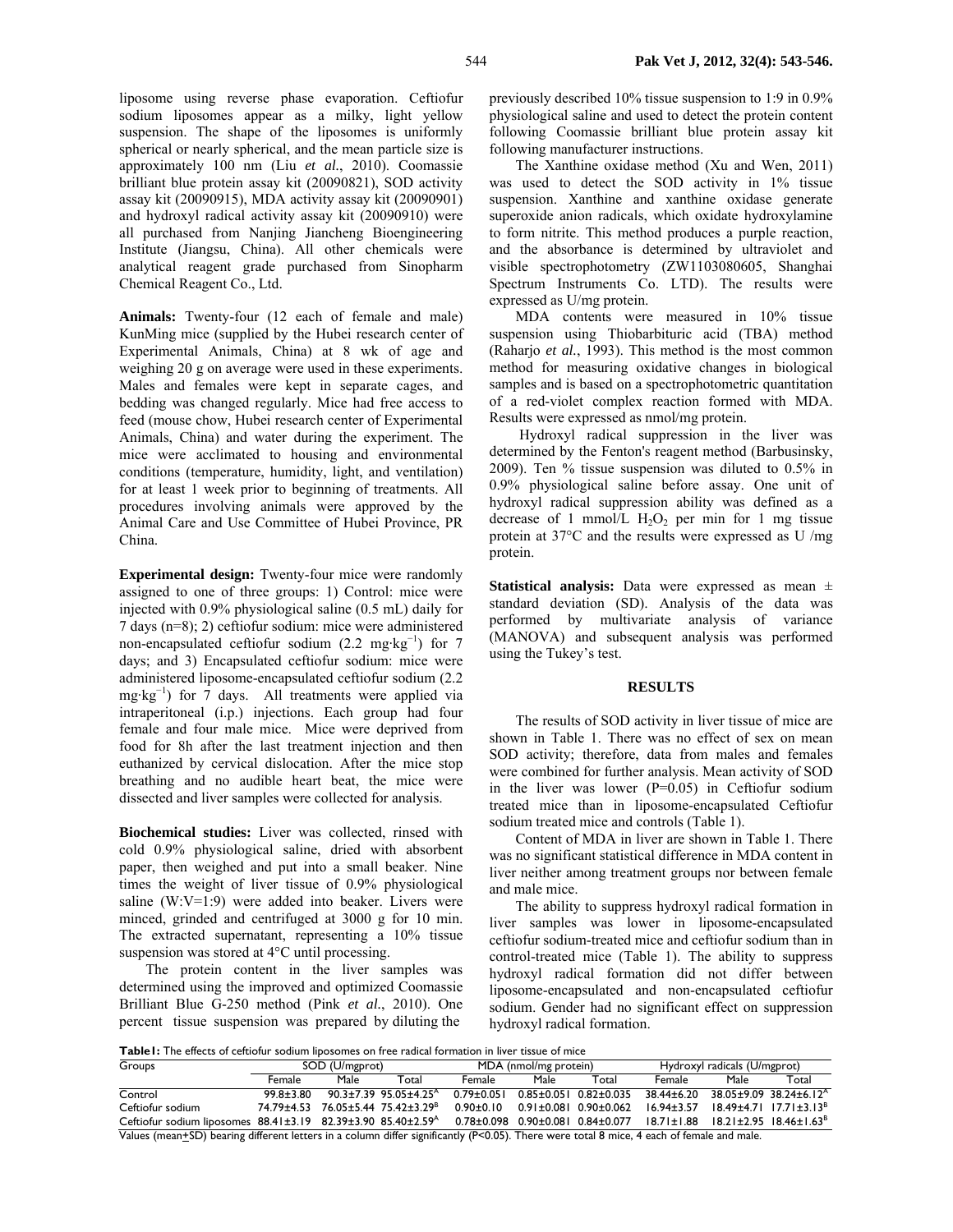liposome using reverse phase evaporation. Ceftiofur sodium liposomes appear as a milky, light yellow suspension. The shape of the liposomes is uniformly spherical or nearly spherical, and the mean particle size is approximately 100 nm (Liu *et al.*, 2010). Coomassie brilliant blue protein assay kit (20090821), SOD activity assay kit (20090915), MDA activity assay kit (20090901) and hydroxyl radical activity assay kit (20090910) were all purchased from Nanjing Jiancheng Bioengineering Institute (Jiangsu, China). All other chemicals were analytical reagent grade purchased from Sinopharm Chemical Reagent Co., Ltd.

**Animals:** Twenty-four (12 each of female and male) KunMing mice (supplied by the Hubei research center of Experimental Animals, China) at 8 wk of age and weighing 20 g on average were used in these experiments. Males and females were kept in separate cages, and bedding was changed regularly. Mice had free access to feed (mouse chow, Hubei research center of Experimental Animals, China) and water during the experiment. The mice were acclimated to housing and environmental conditions (temperature, humidity, light, and ventilation) for at least 1 week prior to beginning of treatments. All procedures involving animals were approved by the Animal Care and Use Committee of Hubei Province, PR China.

**Experimental design:** Twenty-four mice were randomly assigned to one of three groups: 1) Control: mice were injected with 0.9% physiological saline (0.5 mL) daily for 7 days (n=8); 2) ceftiofur sodium: mice were administered non-encapsulated ceftiofur sodium (2.2 $mg \cdot kg^{-1}$) for 7 days; and 3) Encapsulated ceftiofur sodium: mice were administered liposome-encapsulated ceftiofur sodium (2.2 $mg \cdot kg^{-1}$) for 7 days. All treatments were applied via intraperitoneal (i.p.) injections. Each group had four female and four male mice. Mice were deprived from food for 8h after the last treatment injection and then euthanized by cervical dislocation. After the mice stop breathing and no audible heart beat, the mice were dissected and liver samples were collected for analysis.

**Biochemical studies:** Liver was collected, rinsed with cold 0.9% physiological saline, dried with absorbent paper, then weighed and put into a small beaker. Nine times the weight of liver tissue of 0.9% physiological saline (W:V=1:9) were added into beaker. Livers were minced, grinded and centrifuged at 3000 g for 10 min. The extracted supernatant, representing a 10% tissue suspension was stored at 4°C until processing.

The protein content in the liver samples was determined using the improved and optimized Coomassie Brilliant Blue G-250 method (Pink *et al.*, 2010). One percent tissue suspension was prepared by diluting the previously described 10% tissue suspension to 1:9 in 0.9% physiological saline and used to detect the protein content following Coomassie brilliant blue protein assay kit following manufacturer instructions.

The Xanthine oxidase method (Xu and Wen, 2011) was used to detect the SOD activity in 1% tissue suspension. Xanthine and xanthine oxidase generate superoxide anion radicals, which oxidate hydroxylamine to form nitrite. This method produces a purple reaction, and the absorbance is determined by ultraviolet and visible spectrophotometry (ZW1103080605, Shanghai Spectrum Instruments Co. LTD). The results were expressed as U/mg protein.

MDA contents were measured in 10% tissue suspension using Thiobarbituric acid (TBA) method (Raharjo *et al.*, 1993). This method is the most common method for measuring oxidative changes in biological samples and is based on a spectrophotometric quantitation of a red-violet complex reaction formed with MDA. Results were expressed as nmol/mg protein.

Hydroxyl radical suppression in the liver was determined by the Fenton's reagent method (Barbusinsky, 2009). Ten % tissue suspension was diluted to 0.5% in 0.9% physiological saline before assay. One unit of hydroxyl radical suppression ability was defined as a decrease of 1 mmol/L $H_2O_2$ per min for 1 mg tissue protein at 37°C and the results were expressed as U /mg protein.

**Statistical analysis:** Data were expressed as mean ± standard deviation (SD). Analysis of the data was performed by multivariate analysis of variance (MANOVA) and subsequent analysis was performed using the Tukey's test.

## RESULTS

The results of SOD activity in liver tissue of mice are shown in Table 1. There was no effect of sex on mean SOD activity; therefore, data from males and females were combined for further analysis. Mean activity of SOD in the liver was lower (P=0.05) in Ceftiofur sodium treated mice than in liposome-encapsulated Ceftiofur sodium treated mice and controls (Table 1).

Content of MDA in liver are shown in Table 1. There was no significant statistical difference in MDA content in liver neither among treatment groups nor between female and male mice.

The ability to suppress hydroxyl radical formation in liver samples was lower in liposome-encapsulated ceftiofur sodium-treated mice and ceftiofur sodium than in control-treated mice (Table 1). The ability to suppress hydroxyl radical formation did not differ between liposome-encapsulated and non-encapsulated ceftiofur sodium. Gender had no significant effect on suppression hydroxyl radical formation.

**Table1:** The effects of ceftiofur sodium liposomes on free radical formation in liver tissue of mice

| Groups | SOD (U/mgprot) | | | MDA (nmol/mg protein) | | | Hydroxyl radicals (U/mgprot) | | |
|---|---|---|---|---|---|---|---|---|---|
| | Female | Male | Total | Female | Male | Total | Female | Male | Total |
| Control | 99.8±3.80 | 90.3±7.39 | 95.05±4.25[A] | 0.79±0.051 | 0.85±0.051 | 0.82±0.035 | 38.44±6.20 | 38.05±9.09 | 38.24±6.12[A] |
| Ceftiofur sodium | 74.79±4.53 | 76.05±5.44 | 75.42±3.29[B] | 0.90±0.10 | 0.91±0.081 | 0.90±0.062 | 16.94±3.57 | 18.49±4.71 | 17.71±3.13[B] |
| Ceftiofur sodium liposomes | 88.41±3.19 | 82.39±3.90 | 85.40±2.59[A] | 0.78±0.098 | 0.90±0.081 | 0.84±0.077 | 18.71±1.88 | 18.21±2.95 | 18.46±1.63[B] |

Values (mean±SD) bearing different letters in a column differ significantly (P<0.05). There were total 8 mice, 4 each of female and male.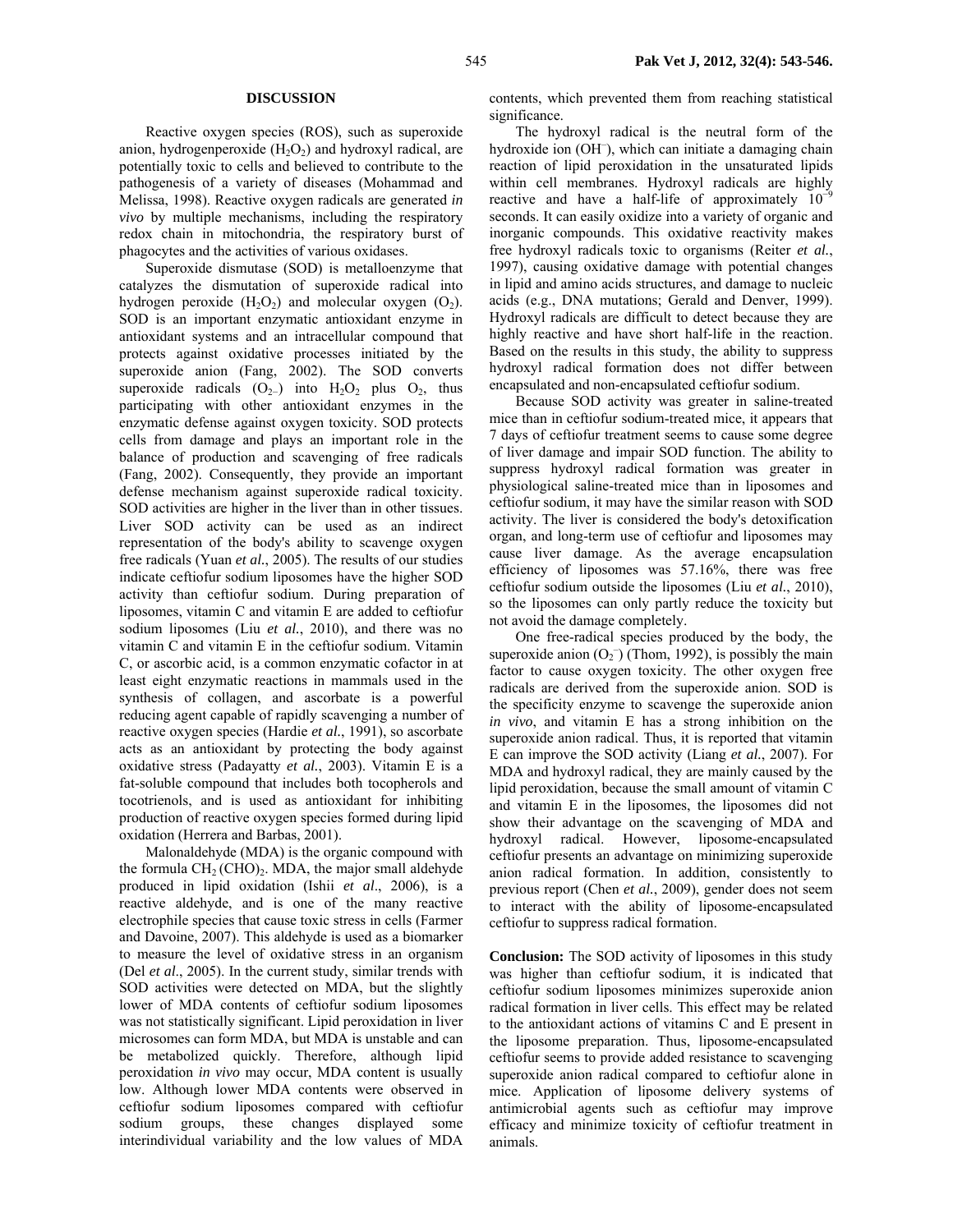## DISCUSSION

Reactive oxygen species (ROS), such as superoxide anion, hydrogenperoxide ($H_2O_2$) and hydroxyl radical, are potentially toxic to cells and believed to contribute to the pathogenesis of a variety of diseases (Mohammad and Melissa, 1998). Reactive oxygen radicals are generated *in vivo* by multiple mechanisms, including the respiratory redox chain in mitochondria, the respiratory burst of phagocytes and the activities of various oxidases.

Superoxide dismutase (SOD) is metalloenzyme that catalyzes the dismutation of superoxide radical into hydrogen peroxide ($H_2O_2$) and molecular oxygen ($O_2$). SOD is an important enzymatic antioxidant enzyme in antioxidant systems and an intracellular compound that protects against oxidative processes initiated by the superoxide anion (Fang, 2002). The SOD converts superoxide radicals ($O_{2-}$) into $H_2O_2$ plus $O_2$, thus participating with other antioxidant enzymes in the enzymatic defense against oxygen toxicity. SOD protects cells from damage and plays an important role in the balance of production and scavenging of free radicals (Fang, 2002). Consequently, they provide an important defense mechanism against superoxide radical toxicity. SOD activities are higher in the liver than in other tissues. Liver SOD activity can be used as an indirect representation of the body's ability to scavenge oxygen free radicals (Yuan *et al.*, 2005). The results of our studies indicate ceftiofur sodium liposomes have the higher SOD activity than ceftiofur sodium. During preparation of liposomes, vitamin C and vitamin E are added to ceftiofur sodium liposomes (Liu *et al.*, 2010), and there was no vitamin C and vitamin E in the ceftiofur sodium. Vitamin C, or ascorbic acid, is a common enzymatic cofactor in at least eight enzymatic reactions in mammals used in the synthesis of collagen, and ascorbate is a powerful reducing agent capable of rapidly scavenging a number of reactive oxygen species (Hardie *et al.*, 1991), so ascorbate acts as an antioxidant by protecting the body against oxidative stress (Padayatty *et al.*, 2003). Vitamin E is a fat-soluble compound that includes both tocopherols and tocotrienols, and is used as antioxidant for inhibiting production of reactive oxygen species formed during lipid oxidation (Herrera and Barbas, 2001).

Malonaldehyde (MDA) is the organic compound with the formula $CH_2(CHO)_2$. MDA, the major small aldehyde produced in lipid oxidation (Ishii *et al*., 2006), is a reactive aldehyde, and is one of the many reactive electrophile species that cause toxic stress in cells (Farmer and Davoine, 2007). This aldehyde is used as a biomarker to measure the level of oxidative stress in an organism (Del *et al*., 2005). In the current study, similar trends with SOD activities were detected on MDA, but the slightly lower of MDA contents of ceftiofur sodium liposomes was not statistically significant. Lipid peroxidation in liver microsomes can form MDA, but MDA is unstable and can be metabolized quickly. Therefore, although lipid peroxidation *in vivo* may occur, MDA content is usually low. Although lower MDA contents were observed in ceftiofur sodium liposomes compared with ceftiofur sodium groups, these changes displayed some interindividual variability and the low values of MDA contents, which prevented them from reaching statistical significance.

The hydroxyl radical is the neutral form of the hydroxide ion ($OH^-$), which can initiate a damaging chain reaction of lipid peroxidation in the unsaturated lipids within cell membranes. Hydroxyl radicals are highly reactive and have a half-life of approximately $10^{-9}$ seconds. It can easily oxidize into a variety of organic and inorganic compounds. This oxidative reactivity makes free hydroxyl radicals toxic to organisms (Reiter *et al.*, 1997), causing oxidative damage with potential changes in lipid and amino acids structures, and damage to nucleic acids (e.g., DNA mutations; Gerald and Denver, 1999). Hydroxyl radicals are difficult to detect because they are highly reactive and have short half-life in the reaction. Based on the results in this study, the ability to suppress hydroxyl radical formation does not differ between encapsulated and non-encapsulated ceftiofur sodium.

Because SOD activity was greater in saline-treated mice than in ceftiofur sodium-treated mice, it appears that 7 days of ceftiofur treatment seems to cause some degree of liver damage and impair SOD function. The ability to suppress hydroxyl radical formation was greater in physiological saline-treated mice than in liposomes and ceftiofur sodium, it may have the similar reason with SOD activity. The liver is considered the body's detoxification organ, and long-term use of ceftiofur and liposomes may cause liver damage. As the average encapsulation efficiency of liposomes was 57.16%, there was free ceftiofur sodium outside the liposomes (Liu *et al.*, 2010), so the liposomes can only partly reduce the toxicity but not avoid the damage completely.

One free-radical species produced by the body, the superoxide anion ($O_2^-$) (Thom, 1992), is possibly the main factor to cause oxygen toxicity. The other oxygen free radicals are derived from the superoxide anion. SOD is the specificity enzyme to scavenge the superoxide anion *in vivo*, and vitamin E has a strong inhibition on the superoxide anion radical. Thus, it is reported that vitamin E can improve the SOD activity (Liang *et al.*, 2007). For MDA and hydroxyl radical, they are mainly caused by the lipid peroxidation, because the small amount of vitamin C and vitamin E in the liposomes, the liposomes did not show their advantage on the scavenging of MDA and hydroxyl radical. However, liposome-encapsulated ceftiofur presents an advantage on minimizing superoxide anion radical formation. In addition, consistently to previous report (Chen *et al.*, 2009), gender does not seem to interact with the ability of liposome-encapsulated ceftiofur to suppress radical formation.

**Conclusion:** The SOD activity of liposomes in this study was higher than ceftiofur sodium, it is indicated that ceftiofur sodium liposomes minimizes superoxide anion radical formation in liver cells. This effect may be related to the antioxidant actions of vitamins C and E present in the liposome preparation. Thus, liposome-encapsulated ceftiofur seems to provide added resistance to scavenging superoxide anion radical compared to ceftiofur alone in mice. Application of liposome delivery systems of antimicrobial agents such as ceftiofur may improve efficacy and minimize toxicity of ceftiofur treatment in animals.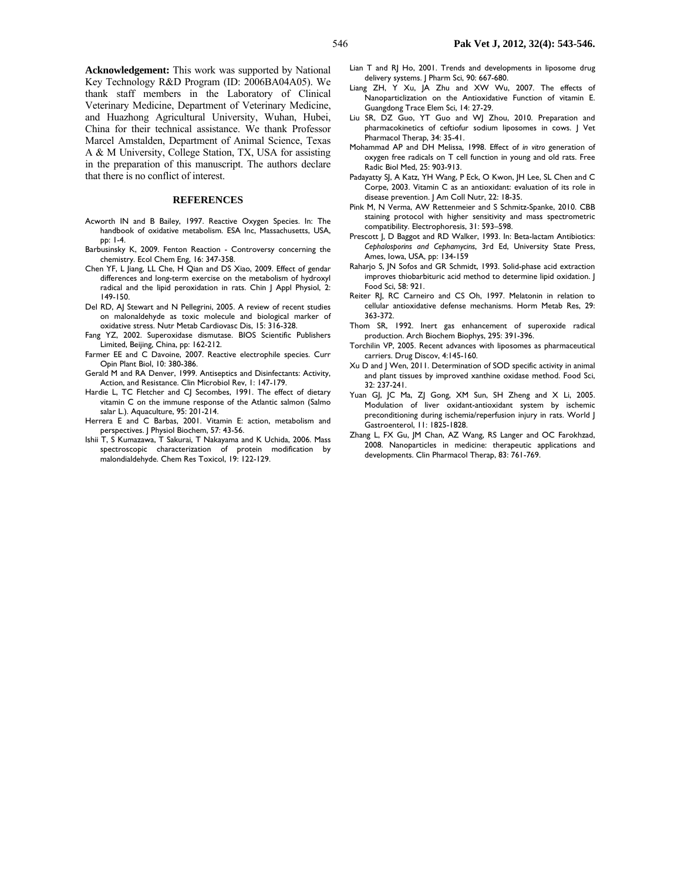**Acknowledgement:** This work was supported by National Key Technology R&D Program (ID: 2006BA04A05). We thank staff members in the Laboratory of Clinical Veterinary Medicine, Department of Veterinary Medicine, and Huazhong Agricultural University, Wuhan, Hubei, China for their technical assistance. We thank Professor Marcel Amstalden, Department of Animal Science, Texas A & M University, College Station, TX, USA for assisting in the preparation of this manuscript. The authors declare that there is no conflict of interest.

## REFERENCES

Acworth IN and B Bailey, 1997. Reactive Oxygen Species. In: The handbook of oxidative metabolism. ESA Inc, Massachusetts, USA, pp: 1-4.

Barbusinsky K, 2009. Fenton Reaction - Controversy concerning the chemistry. Ecol Chem Eng, 16: 347-358.

Chen YF, L Jiang, LL Che, H Qian and DS Xiao, 2009. Effect of gendar differences and long-term exercise on the metabolism of hydroxyl radical and the lipid peroxidation in rats. Chin J Appl Physiol, 2: 149-150.

Del RD, AJ Stewart and N Pellegrini, 2005. A review of recent studies on malonaldehyde as toxic molecule and biological marker of oxidative stress. Nutr Metab Cardiovasc Dis, 15: 316-328.

Fang YZ, 2002. Superoxidase dismutase. BIOS Scientific Publishers Limited, Beijing, China, pp: 162-212.

Farmer EE and C Davoine, 2007. Reactive electrophile species. Curr Opin Plant Biol, 10: 380-386.

Gerald M and RA Denver, 1999. Antiseptics and Disinfectants: Activity, Action, and Resistance. Clin Microbiol Rev, 1: 147-179.

Hardie L, TC Fletcher and CJ Secombes, 1991. The effect of dietary vitamin C on the immune response of the Atlantic salmon (Salmo salar L.). Aquaculture, 95: 201-214.

Herrera E and C Barbas, 2001. Vitamin E: action, metabolism and perspectives. J Physiol Biochem, 57: 43-56.

Ishii T, S Kumazawa, T Sakurai, T Nakayama and K Uchida, 2006. Mass spectroscopic characterization of protein modification by malondialdehyde. Chem Res Toxicol, 19: 122-129.

Lian T and RJ Ho, 2001. Trends and developments in liposome drug delivery systems. J Pharm Sci, 90: 667-680.

Liang ZH, Y Xu, JA Zhu and XW Wu, 2007. The effects of Nanoparticlization on the Antioxidative Function of vitamin E. Guangdong Trace Elem Sci, 14: 27-29.

Liu SR, DZ Guo, YT Guo and WJ Zhou, 2010. Preparation and pharmacokinetics of ceftiofur sodium liposomes in cows. J Vet Pharmacol Therap, 34: 35-41.

Mohammad AP and DH Melissa, 1998. Effect of *in vitro* generation of oxygen free radicals on T cell function in young and old rats. Free Radic Biol Med, 25: 903-913.

Padayatty SJ, A Katz, YH Wang, P Eck, O Kwon, JH Lee, SL Chen and C Corpe, 2003. Vitamin C as an antioxidant: evaluation of its role in disease prevention. J Am Coll Nutr, 22: 18-35.

Pink M, N Verma, AW Rettenmeier and S Schmitz-Spanke, 2010. CBB staining protocol with higher sensitivity and mass spectrometric compatibility. Electrophoresis, 31: 593–598.

Prescott J, D Baggot and RD Walker, 1993. In: Beta-lactam Antibiotics: *Cephalosporins and Cephamycins*, 3rd Ed, University State Press, Ames, Iowa, USA, pp: 134-159

Raharjo S, JN Sofos and GR Schmidt, 1993. Solid-phase acid extraction improves thiobarbituric acid method to determine lipid oxidation. J Food Sci, 58: 921.

Reiter RJ, RC Carneiro and CS Oh, 1997. Melatonin in relation to cellular antioxidative defense mechanisms. Horm Metab Res, 29: 363-372.

Thom SR, 1992. Inert gas enhancement of superoxide radical production. Arch Biochem Biophys, 295: 391-396.

Torchilin VP, 2005. Recent advances with liposomes as pharmaceutical carriers. Drug Discov, 4:145-160.

Xu D and J Wen, 2011. Determination of SOD specific activity in animal and plant tissues by improved xanthine oxidase method. Food Sci, 32: 237-241.

Yuan GJ, JC Ma, ZJ Gong, XM Sun, SH Zheng and X Li, 2005. Modulation of liver oxidant-antioxidant system by ischemic preconditioning during ischemia/reperfusion injury in rats. World J Gastroenterol, 11: 1825-1828.

Zhang L, FX Gu, JM Chan, AZ Wang, RS Langer and OC Farokhzad, 2008. Nanoparticles in medicine: therapeutic applications and developments. Clin Pharmacol Therap, 83: 761-769.